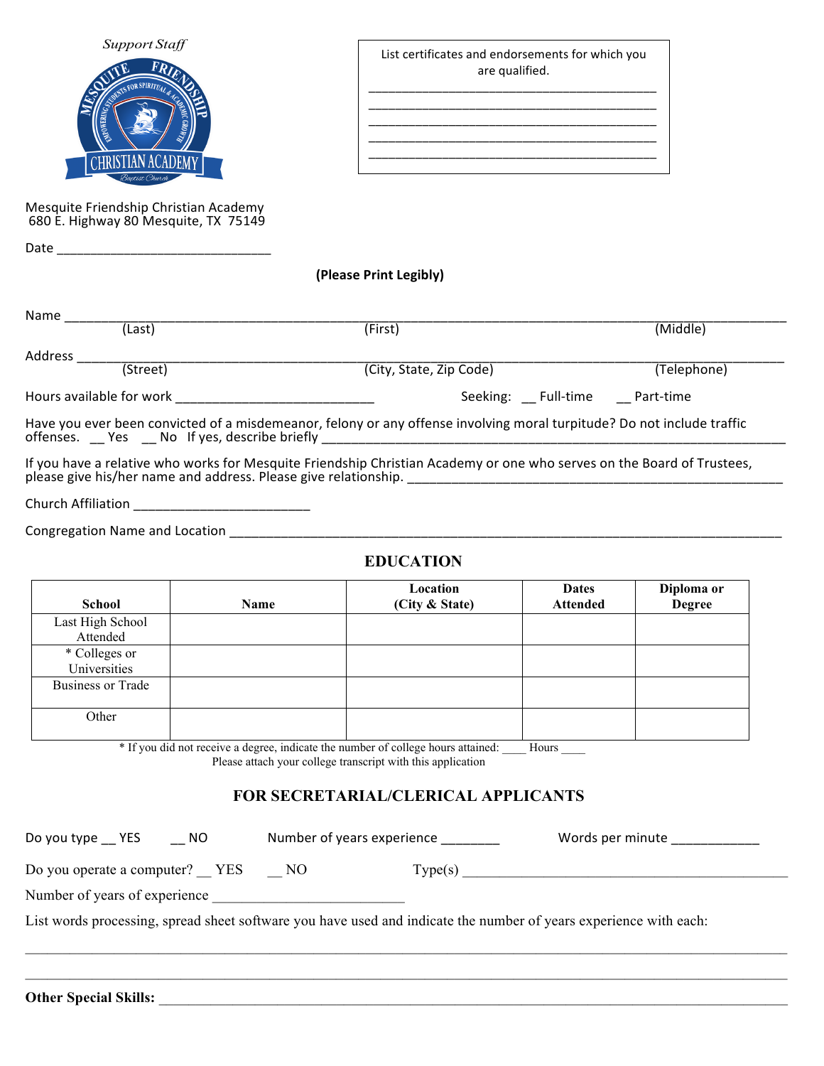*Support Staff*

List certificates and endorsements for which you are qualified.

\_\_\_\_\_\_\_\_\_\_\_\_\_\_\_\_\_\_\_\_\_\_\_\_\_\_\_\_\_\_\_\_\_\_\_\_\_\_\_\_\_\_

\_\_\_\_\_\_\_\_\_\_\_\_\_\_\_\_\_\_\_\_\_\_\_\_\_\_\_\_\_\_\_\_\_\_\_\_\_\_\_\_\_\_

\_\_\_\_\_\_\_\_\_\_\_\_\_\_\_\_\_\_\_\_\_\_\_\_\_\_\_\_\_\_\_\_\_\_\_\_\_\_\_\_\_\_

\_\_\_\_\_\_\_\_\_\_\_\_\_\_\_\_\_\_\_\_\_\_\_\_\_\_\_\_\_\_\_\_\_\_\_\_\_\_\_\_\_\_

\_\_\_\_\_\_\_\_\_\_\_\_\_\_\_\_\_\_\_\_\_\_\_\_\_\_\_\_\_\_\_\_\_\_\_\_\_\_\_\_\_\_

Mesquite Friendship Christian Academy
680 E. Highway 80 Mesquite, TX 75149

Date \_\_\_\_\_\_\_\_\_\_\_\_\_\_\_\_\_\_\_\_\_\_\_\_\_\_\_\_\_\_

**(Please Print Legibly)**

Name \_\_\_\_\_\_\_\_\_\_\_\_\_\_\_\_\_\_\_\_\_\_\_\_\_\_\_\_\_\_\_\_\_\_\_\_\_\_\_\_\_\_\_\_\_\_\_\_\_\_\_\_\_\_\_\_\_\_\_\_\_\_\_\_\_\_\_\_\_\_\_\_\_\_\_\_\_\_\_\_\_\_\_\_\_\_
(Last) (First) (Middle)

Address \_\_\_\_\_\_\_\_\_\_\_\_\_\_\_\_\_\_\_\_\_\_\_\_\_\_\_\_\_\_\_\_\_\_\_\_\_\_\_\_\_\_\_\_\_\_\_\_\_\_\_\_\_\_\_\_\_\_\_\_\_\_\_\_\_\_\_\_\_\_\_\_\_\_\_\_\_\_\_\_\_\_\_\_
(Street) (City, State, Zip Code) (Telephone)

Hours available for work \_\_\_\_\_\_\_\_\_\_\_\_\_\_\_\_\_\_\_\_\_\_\_\_\_\_\_\_ Seeking: \_\_ Full-time \_\_ Part-time

Have you ever been convicted of a misdemeanor, felony or any offense involving moral turpitude? Do not include traffic offenses. \_\_ Yes \_\_ No If yes, describe briefly \_\_\_\_\_\_\_\_\_\_\_\_\_\_\_\_\_\_\_\_\_\_\_\_\_\_\_\_\_\_\_\_\_\_\_\_\_\_\_\_\_\_\_\_\_\_\_\_\_\_\_\_\_\_\_\_\_\_\_\_\_\_\_

If you have a relative who works for Mesquite Friendship Christian Academy or one who serves on the Board of Trustees, please give his/her name and address. Please give relationship. \_\_\_\_\_\_\_\_\_\_\_\_\_\_\_\_\_\_\_\_\_\_\_\_\_\_\_\_\_\_\_\_\_\_\_\_\_\_\_\_\_\_\_\_\_\_\_\_\_\_\_\_

Church Affiliation \_\_\_\_\_\_\_\_\_\_\_\_\_\_\_\_\_\_\_\_\_\_\_\_\_

Congregation Name and Location \_\_\_\_\_\_\_\_\_\_\_\_\_\_\_\_\_\_\_\_\_\_\_\_\_\_\_\_\_\_\_\_\_\_\_\_\_\_\_\_\_\_\_\_\_\_\_\_\_\_\_\_\_\_\_\_\_\_\_\_\_\_\_\_\_\_\_\_\_\_\_\_\_\_\_\_

## EDUCATION

| School | Name | Location (City & State) | Dates Attended | Diploma or Degree |
|---|---|---|---|---|
| Last High School Attended | | | | |
| * Colleges or Universities | | | | |
| Business or Trade | | | | |
| Other | | | | |

\* If you did not receive a degree, indicate the number of college hours attained: \_\_\_\_ Hours \_\_\_\_
Please attach your college transcript with this application

## FOR SECRETARIAL/CLERICAL APPLICANTS

Do you type \_\_ YES \_\_ NO Number of years experience \_\_\_\_\_\_\_\_ Words per minute \_\_\_\_\_\_\_\_\_\_\_\_

Do you operate a computer? \_\_ YES \_\_ NO Type(s) \_\_\_\_\_\_\_\_\_\_\_\_\_\_\_\_\_\_\_\_\_\_\_\_\_\_\_\_\_\_\_\_\_\_\_\_\_\_\_\_\_\_\_\_\_\_\_\_

Number of years of experience \_\_\_\_\_\_\_\_\_\_\_\_\_\_\_\_\_\_\_\_\_\_\_\_\_\_\_

List words processing, spread sheet software you have used and indicate the number of years experience with each:

\_\_\_\_\_\_\_\_\_\_\_\_\_\_\_\_\_\_\_\_\_\_\_\_\_\_\_\_\_\_\_\_\_\_\_\_\_\_\_\_\_\_\_\_\_\_\_\_\_\_\_\_\_\_\_\_\_\_\_\_\_\_\_\_\_\_\_\_\_\_\_\_\_\_\_\_\_\_\_\_\_\_\_\_\_\_\_\_\_\_\_\_\_

\_\_\_\_\_\_\_\_\_\_\_\_\_\_\_\_\_\_\_\_\_\_\_\_\_\_\_\_\_\_\_\_\_\_\_\_\_\_\_\_\_\_\_\_\_\_\_\_\_\_\_\_\_\_\_\_\_\_\_\_\_\_\_\_\_\_\_\_\_\_\_\_\_\_\_\_\_\_\_\_\_\_\_\_\_\_\_\_\_\_\_\_\_

**Other Special Skills:** \_\_\_\_\_\_\_\_\_\_\_\_\_\_\_\_\_\_\_\_\_\_\_\_\_\_\_\_\_\_\_\_\_\_\_\_\_\_\_\_\_\_\_\_\_\_\_\_\_\_\_\_\_\_\_\_\_\_\_\_\_\_\_\_\_\_\_\_\_\_\_\_\_\_\_\_\_\_\_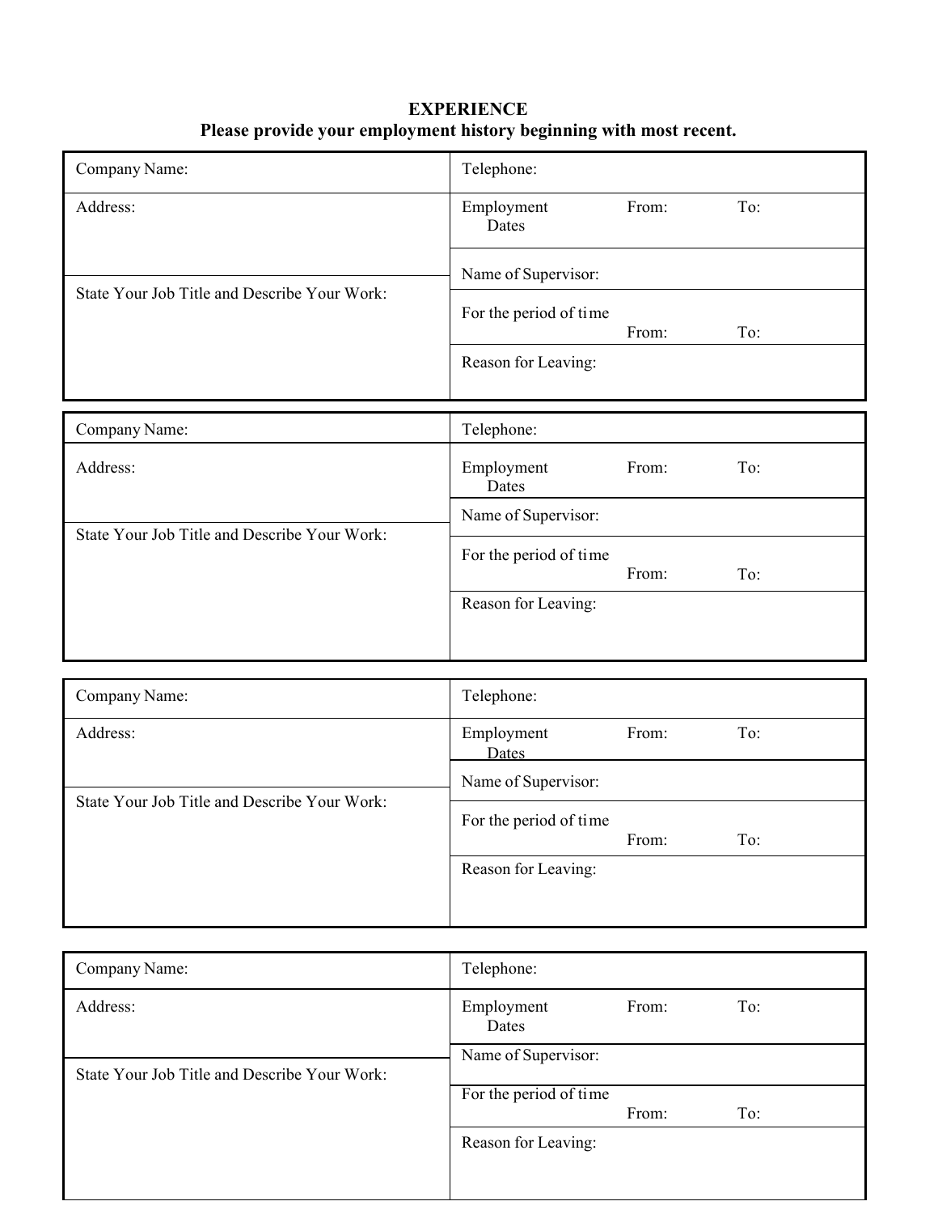**EXPERIENCE**

**Please provide your employment history beginning with most recent.**

| Company Name: | Telephone: |
|---|---|
| Address: | Employment Dates From: To: |
| | Name of Supervisor: |
| State Your Job Title and Describe Your Work: | For the period of time From: To: |
| | Reason for Leaving: |

| Company Name: | Telephone: |
|---|---|
| Address: | Employment Dates From: To: |
| | Name of Supervisor: |
| State Your Job Title and Describe Your Work: | For the period of time From: To: |
| | Reason for Leaving: |

| Company Name: | Telephone: |
|---|---|
| Address: | Employment Dates From: To: |
| | Name of Supervisor: |
| State Your Job Title and Describe Your Work: | For the period of time From: To: |
| | Reason for Leaving: |

| Company Name: | Telephone: |
|---|---|
| Address: | Employment Dates From: To: |
| | Name of Supervisor: |
| State Your Job Title and Describe Your Work: | For the period of time From: To: |
| | Reason for Leaving: |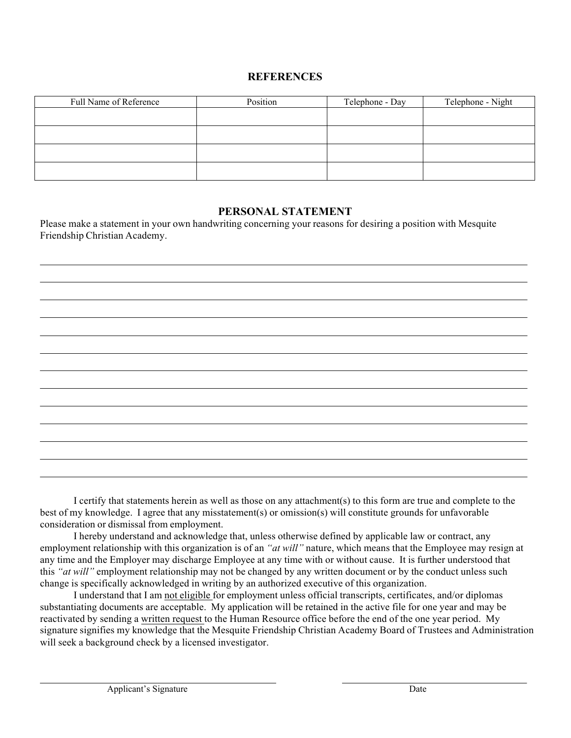## REFERENCES

| Full Name of Reference | Position | Telephone - Day | Telephone - Night |
|---|---|---|---|
| | | | |
| | | | |
| | | | |
| | | | |

## PERSONAL STATEMENT

Please make a statement in your own handwriting concerning your reasons for desiring a position with Mesquite Friendship Christian Academy.

_______________________________________________________________________________

_______________________________________________________________________________

_______________________________________________________________________________

_______________________________________________________________________________

_______________________________________________________________________________

_______________________________________________________________________________

_______________________________________________________________________________

_______________________________________________________________________________

_______________________________________________________________________________

_______________________________________________________________________________

_______________________________________________________________________________

_______________________________________________________________________________

_______________________________________________________________________________

I certify that statements herein as well as those on any attachment(s) to this form are true and complete to the best of my knowledge. I agree that any misstatement(s) or omission(s) will constitute grounds for unfavorable consideration or dismissal from employment.

I hereby understand and acknowledge that, unless otherwise defined by applicable law or contract, any employment relationship with this organization is of an *"at will"* nature, which means that the Employee may resign at any time and the Employer may discharge Employee at any time with or without cause. It is further understood that this *"at will"* employment relationship may not be changed by any written document or by the conduct unless such change is specifically acknowledged in writing by an authorized executive of this organization.

I understand that I am <u>not eligible</u> for employment unless official transcripts, certificates, and/or diplomas substantiating documents are acceptable. My application will be retained in the active file for one year and may be reactivated by sending a <u>written request</u> to the Human Resource office before the end of the one year period. My signature signifies my knowledge that the Mesquite Friendship Christian Academy Board of Trustees and Administration will seek a background check by a licensed investigator.

_______________________________ Applicant's Signature

_______________________________ Date